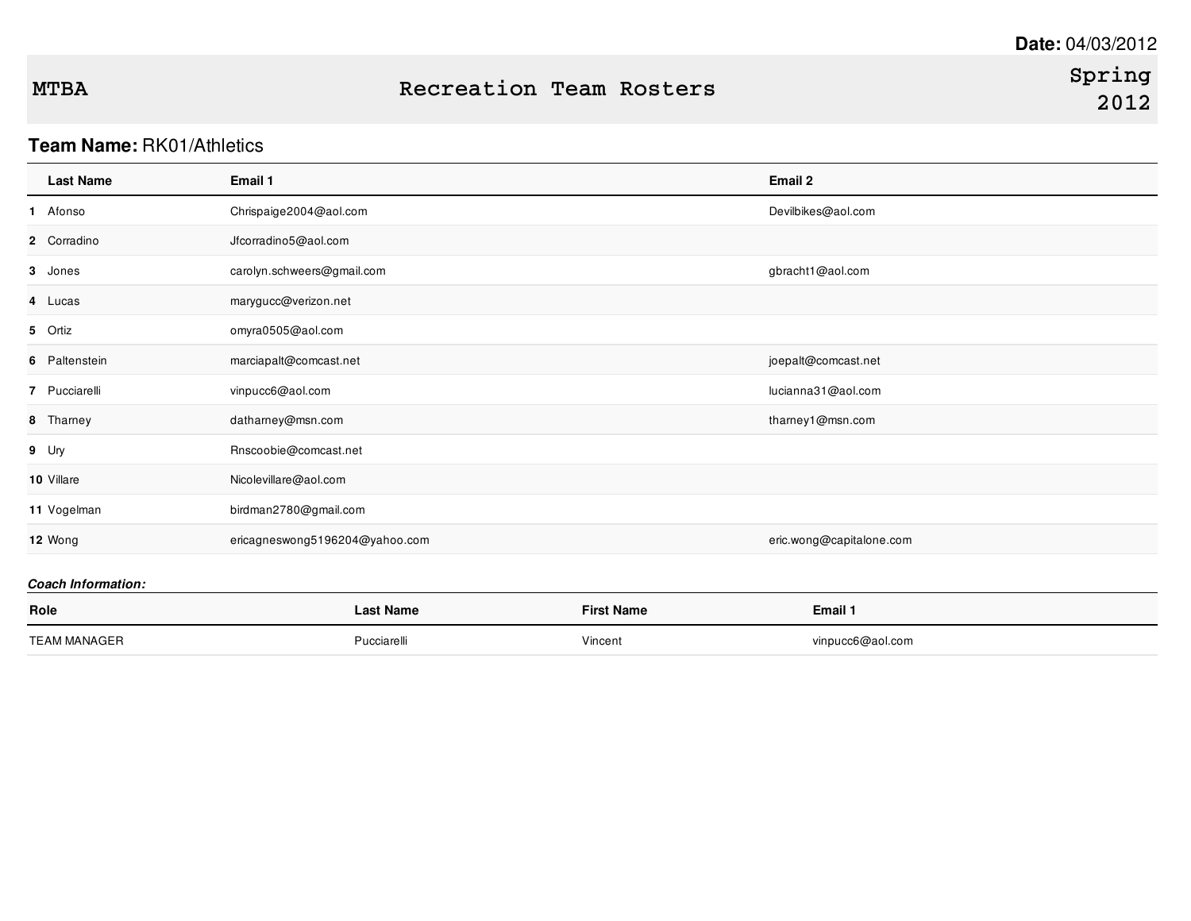**Date:** 04/03/2012

# MTBA — Recreation Team Rosters — Spring 2012

**Team Name:** RK01/Athletics

| | Last Name | Email 1 | Email 2 |
|---|---|---|---|
| **1** | Afonso | Chrispaige2004@aol.com | Devilbikes@aol.com |
| **2** | Corradino | Jfcorradino5@aol.com | |
| **3** | Jones | carolyn.schweers@gmail.com | gbracht1@aol.com |
| **4** | Lucas | marygucc@verizon.net | |
| **5** | Ortiz | omyra0505@aol.com | |
| **6** | Paltenstein | marciapalt@comcast.net | joepalt@comcast.net |
| **7** | Pucciarelli | vinpucc6@aol.com | lucianna31@aol.com |
| **8** | Tharney | datharney@msn.com | tharney1@msn.com |
| **9** | Ury | Rnscoobie@comcast.net | |
| **10** | Villare | Nicolevillare@aol.com | |
| **11** | Vogelman | birdman2780@gmail.com | |
| **12** | Wong | ericagneswong5196204@yahoo.com | eric.wong@capitalone.com |

***Coach Information:***

| Role | Last Name | First Name | Email 1 |
|---|---|---|---|
| TEAM MANAGER | Pucciarelli | Vincent | vinpucc6@aol.com |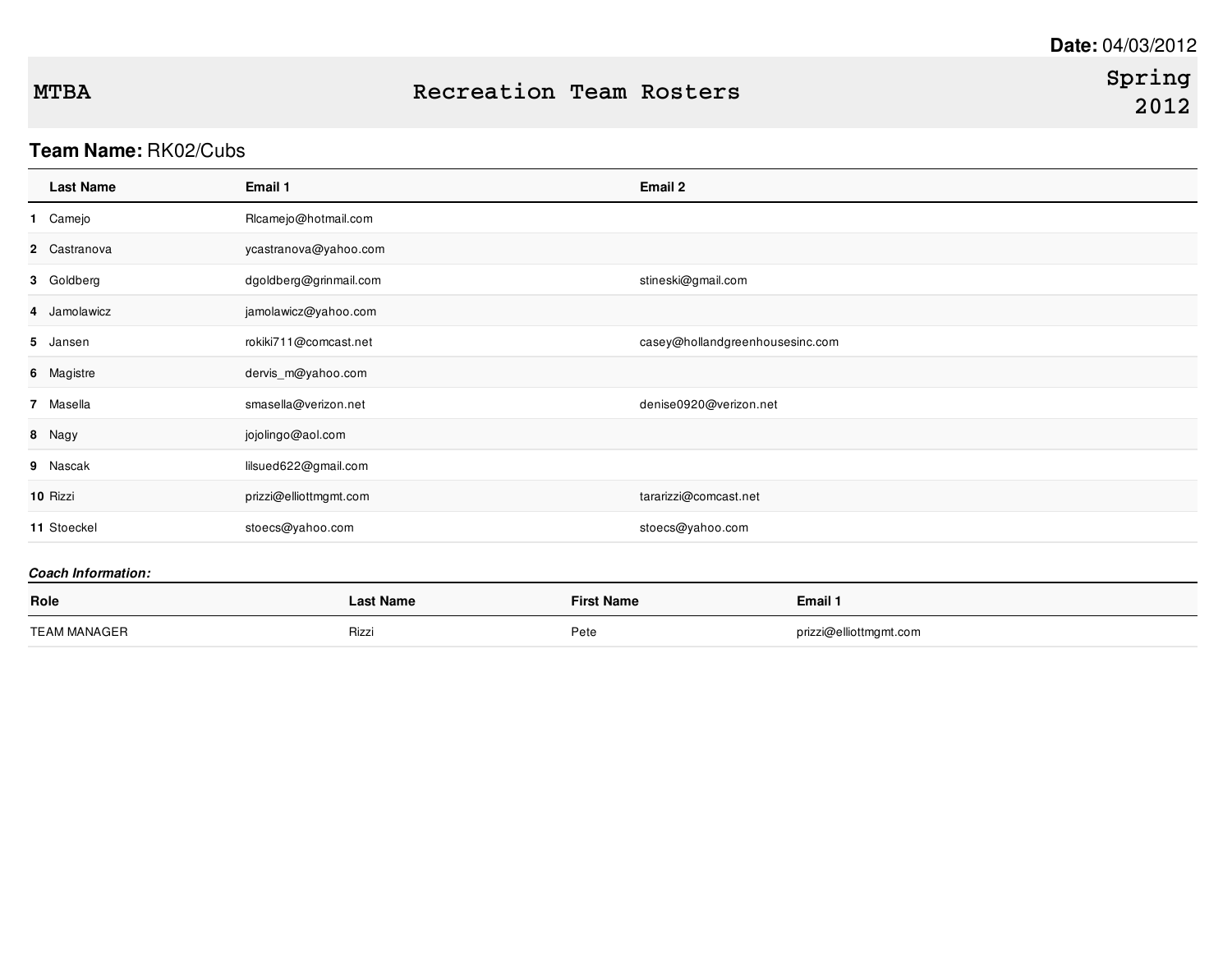**Date:** 04/03/2012

# MTBA Recreation Team Rosters Spring 2012

**Team Name:** RK02/Cubs

| | Last Name | Email 1 | Email 2 |
|---|---|---|---|
| 1 | Camejo | Rlcamejo@hotmail.com | |
| 2 | Castranova | ycastranova@yahoo.com | |
| 3 | Goldberg | dgoldberg@grinmail.com | stineski@gmail.com |
| 4 | Jamolawicz | jamolawicz@yahoo.com | |
| 5 | Jansen | rokiki711@comcast.net | casey@hollandgreenhousesinc.com |
| 6 | Magistre | dervis_m@yahoo.com | |
| 7 | Masella | smasella@verizon.net | denise0920@verizon.net |
| 8 | Nagy | jojolingo@aol.com | |
| 9 | Nascak | lilsued622@gmail.com | |
| 10 | Rizzi | prizzi@elliottmgmt.com | tararizzi@comcast.net |
| 11 | Stoeckel | stoecs@yahoo.com | stoecs@yahoo.com |

***Coach Information:***

| Role | Last Name | First Name | Email 1 |
|---|---|---|---|
| TEAM MANAGER | Rizzi | Pete | prizzi@elliottmgmt.com |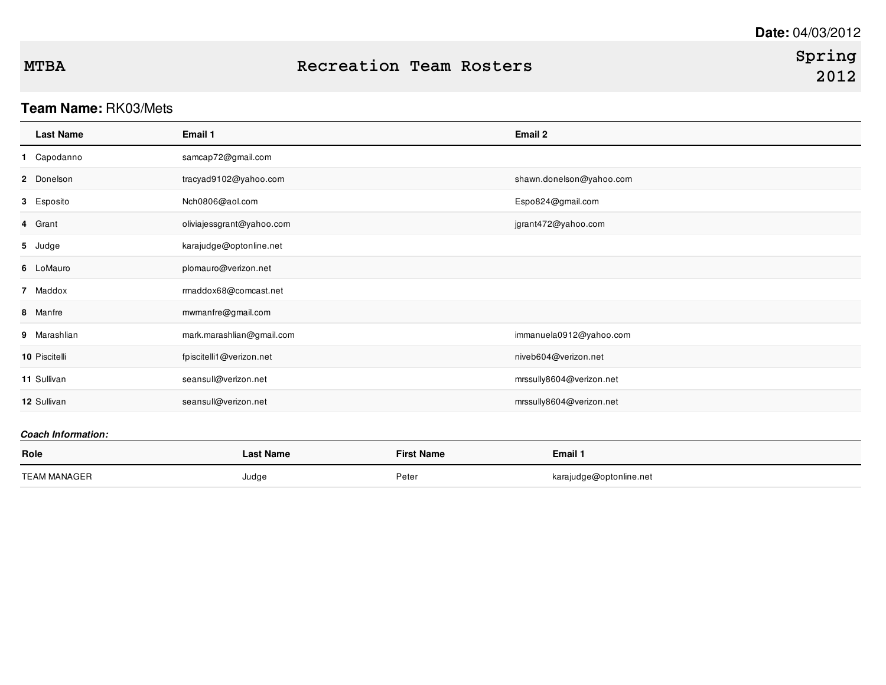**Date:** 04/03/2012

# MTBA Recreation Team Rosters Spring 2012

**Team Name:** RK03/Mets

| | Last Name | Email 1 | Email 2 |
|---|---|---|---|
| **1** | Capodanno | samcap72@gmail.com | |
| **2** | Donelson | tracyad9102@yahoo.com | shawn.donelson@yahoo.com |
| **3** | Esposito | Nch0806@aol.com | Espo824@gmail.com |
| **4** | Grant | oliviajessgrant@yahoo.com | jgrant472@yahoo.com |
| **5** | Judge | karajudge@optonline.net | |
| **6** | LoMauro | plomauro@verizon.net | |
| **7** | Maddox | rmaddox68@comcast.net | |
| **8** | Manfre | mwmanfre@gmail.com | |
| **9** | Marashlian | mark.marashlian@gmail.com | immanuela0912@yahoo.com |
| **10** | Piscitelli | fpiscitelli1@verizon.net | niveb604@verizon.net |
| **11** | Sullivan | seansull@verizon.net | mrssully8604@verizon.net |
| **12** | Sullivan | seansull@verizon.net | mrssully8604@verizon.net |

***Coach Information:***

| Role | Last Name | First Name | Email 1 |
|---|---|---|---|
| TEAM MANAGER | Judge | Peter | karajudge@optonline.net |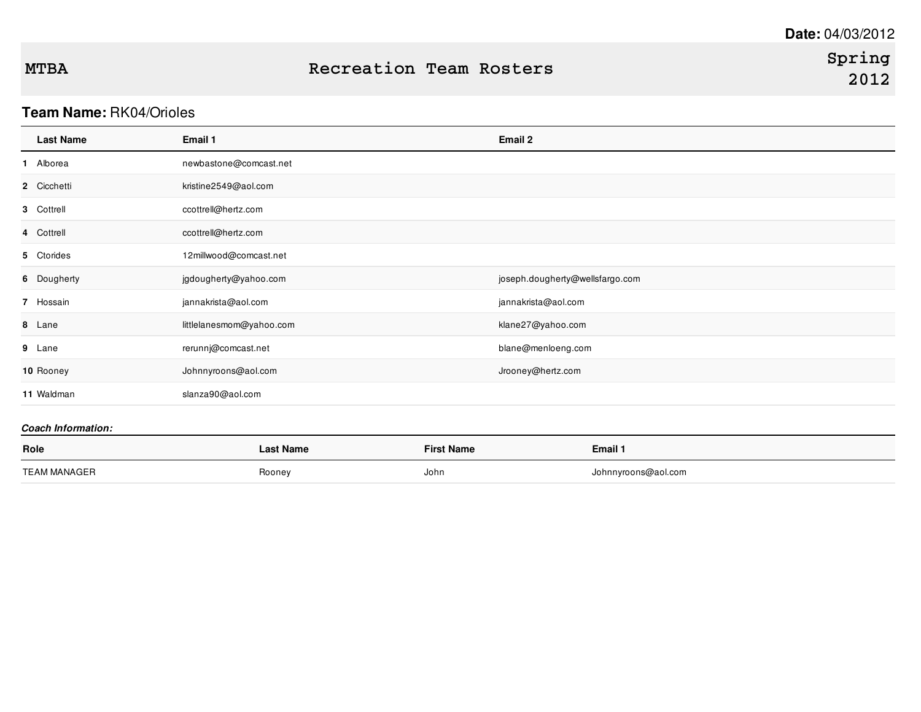**Date:** 04/03/2012

# MTBA — Recreation Team Rosters — Spring 2012

**Team Name:** RK04/Orioles

| | Last Name | Email 1 | Email 2 |
|---|---|---|---|
| 1 | Alborea | newbastone@comcast.net | |
| 2 | Cicchetti | kristine2549@aol.com | |
| 3 | Cottrell | ccottrell@hertz.com | |
| 4 | Cottrell | ccottrell@hertz.com | |
| 5 | Ctorides | 12millwood@comcast.net | |
| 6 | Dougherty | jgdougherty@yahoo.com | joseph.dougherty@wellsfargo.com |
| 7 | Hossain | jannakrista@aol.com | jannakrista@aol.com |
| 8 | Lane | littlelanesmom@yahoo.com | klane27@yahoo.com |
| 9 | Lane | rerunnj@comcast.net | blane@menloeng.com |
| 10 | Rooney | Johnnyroons@aol.com | Jrooney@hertz.com |
| 11 | Waldman | slanza90@aol.com | |

***Coach Information:***

| Role | Last Name | First Name | Email 1 |
|---|---|---|---|
| TEAM MANAGER | Rooney | John | Johnnyroons@aol.com |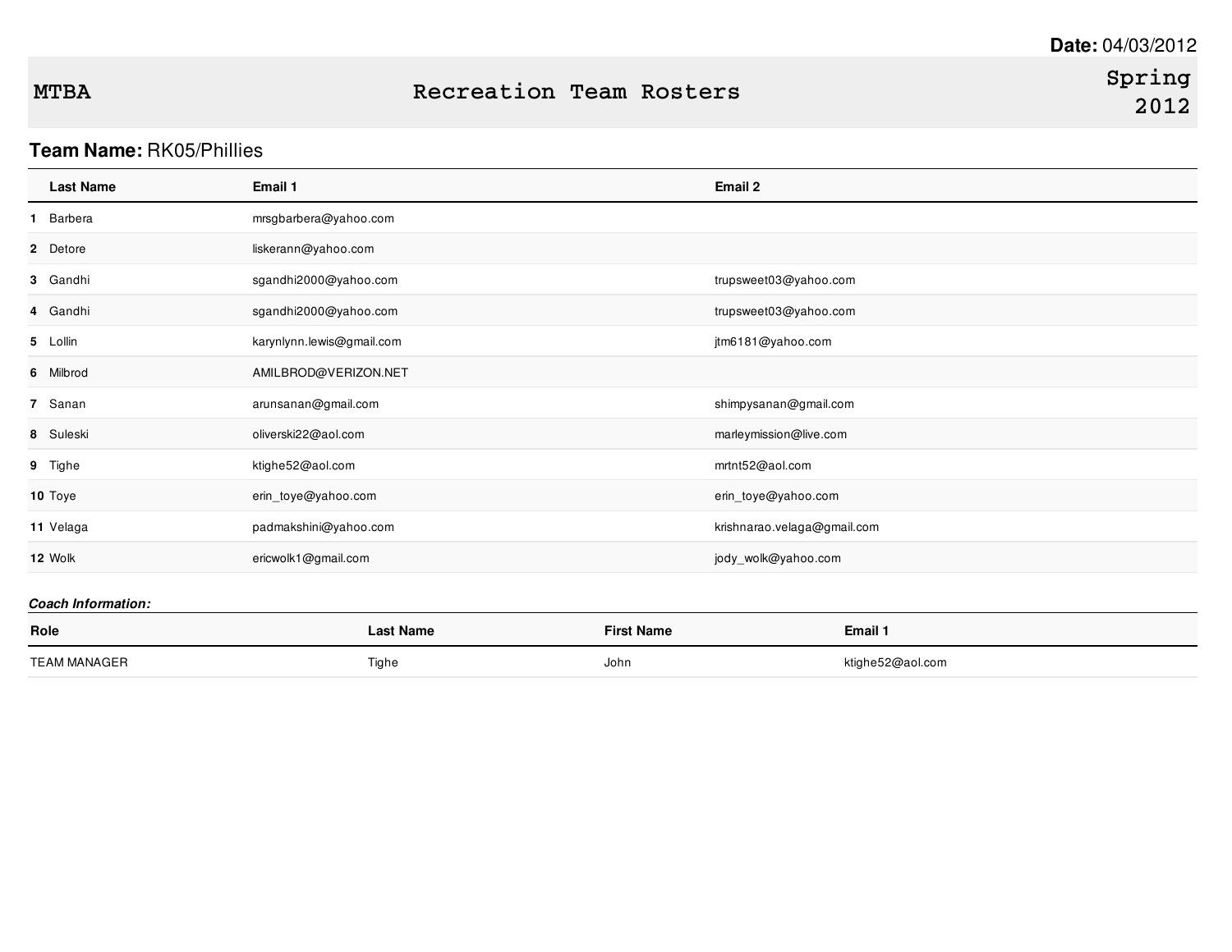**Date:** 04/03/2012

**MTBA** | **Recreation Team Rosters** | **Spring 2012**

**Team Name:** RK05/Phillies

| | Last Name | Email 1 | Email 2 |
|---|---|---|---|
| **1** | Barbera | mrsgbarbera@yahoo.com | |
| **2** | Detore | liskerann@yahoo.com | |
| **3** | Gandhi | sgandhi2000@yahoo.com | trupsweet03@yahoo.com |
| **4** | Gandhi | sgandhi2000@yahoo.com | trupsweet03@yahoo.com |
| **5** | Lollin | karynlynn.lewis@gmail.com | jtm6181@yahoo.com |
| **6** | Milbrod | AMILBROD@VERIZON.NET | |
| **7** | Sanan | arunsanan@gmail.com | shimpysanan@gmail.com |
| **8** | Suleski | oliverski22@aol.com | marleymission@live.com |
| **9** | Tighe | ktighe52@aol.com | mrtnt52@aol.com |
| **10** | Toye | erin_toye@yahoo.com | erin_toye@yahoo.com |
| **11** | Velaga | padmakshini@yahoo.com | krishnarao.velaga@gmail.com |
| **12** | Wolk | ericwolk1@gmail.com | jody_wolk@yahoo.com |

***Coach Information:***

| Role | Last Name | First Name | Email 1 |
|---|---|---|---|
| TEAM MANAGER | Tighe | John | ktighe52@aol.com |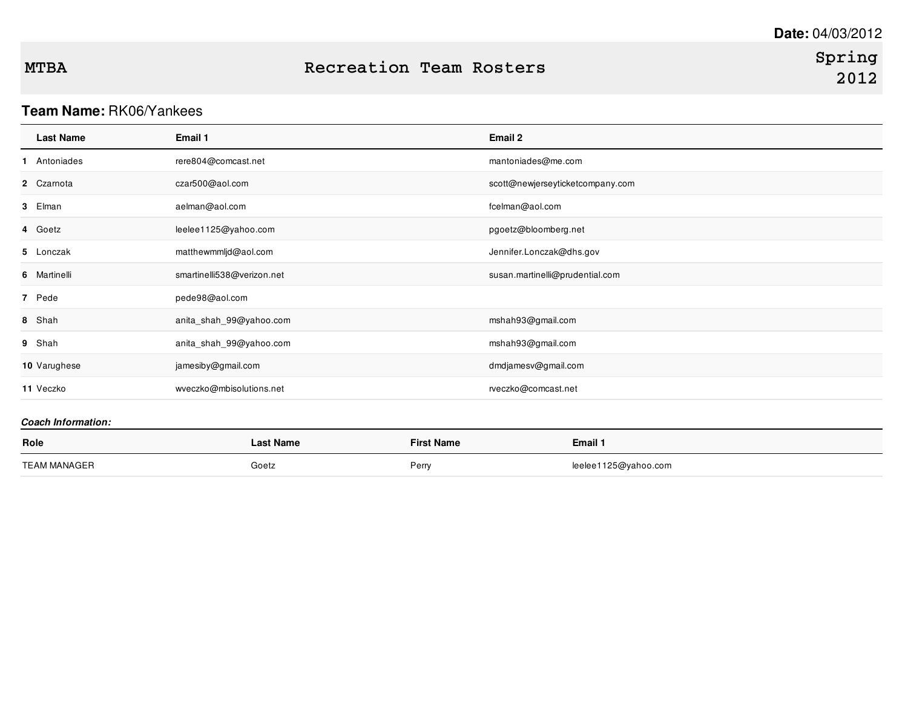**Date:** 04/03/2012

| MTBA | Recreation Team Rosters | Spring 2012 |
|---|---|---|

**Team Name:** RK06/Yankees

| | Last Name | Email 1 | Email 2 |
|---|---|---|---|
| 1 | Antoniades | rere804@comcast.net | mantoniades@me.com |
| 2 | Czarnota | czar500@aol.com | scott@newjerseyticketcompany.com |
| 3 | Elman | aelman@aol.com | fcelman@aol.com |
| 4 | Goetz | leelee1125@yahoo.com | pgoetz@bloomberg.net |
| 5 | Lonczak | matthewmmljd@aol.com | Jennifer.Lonczak@dhs.gov |
| 6 | Martinelli | smartinelli538@verizon.net | susan.martinelli@prudential.com |
| 7 | Pede | pede98@aol.com | |
| 8 | Shah | anita_shah_99@yahoo.com | mshah93@gmail.com |
| 9 | Shah | anita_shah_99@yahoo.com | mshah93@gmail.com |
| 10 | Varughese | jamesiby@gmail.com | dmdjamesv@gmail.com |
| 11 | Veczko | wveczko@mbisolutions.net | rveczko@comcast.net |

***Coach Information:***

| Role | Last Name | First Name | Email 1 |
|---|---|---|---|
| TEAM MANAGER | Goetz | Perry | leelee1125@yahoo.com |